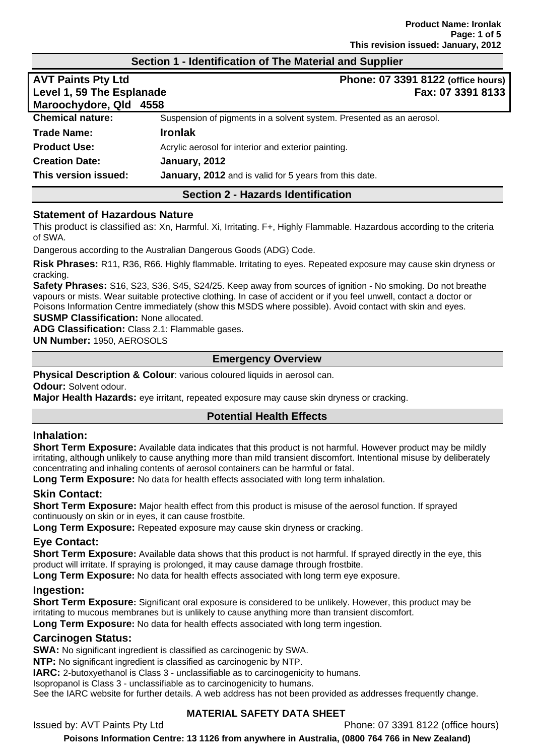## Section 1 - Identification of The Material and Supplier

**AVT Paints Pty Ltd**
**Level 1, 59 The Esplanade**
**Maroochydore, Qld 4558**

**Phone: 07 3391 8122 (office hours)**
**Fax: 07 3391 8133**

| | |
|---|---|
| **Chemical nature:** | Suspension of pigments in a solvent system. Presented as an aerosol. |
| **Trade Name:** | **Ironlak** |
| **Product Use:** | Acrylic aerosol for interior and exterior painting. |
| **Creation Date:** | **January, 2012** |
| **This version issued:** | **January, 2012** and is valid for 5 years from this date. |

## Section 2 - Hazards Identification

### Statement of Hazardous Nature

This product is classified as: Xn, Harmful. Xi, Irritating. F+, Highly Flammable. Hazardous according to the criteria of SWA.

Dangerous according to the Australian Dangerous Goods (ADG) Code.

**Risk Phrases:** R11, R36, R66. Highly flammable. Irritating to eyes. Repeated exposure may cause skin dryness or cracking.

**Safety Phrases:** S16, S23, S36, S45, S24/25. Keep away from sources of ignition - No smoking. Do not breathe vapours or mists. Wear suitable protective clothing. In case of accident or if you feel unwell, contact a doctor or Poisons Information Centre immediately (show this MSDS where possible). Avoid contact with skin and eyes.

**SUSMP Classification:** None allocated.

**ADG Classification:** Class 2.1: Flammable gases.

**UN Number:** 1950, AEROSOLS

### Emergency Overview

**Physical Description & Colour**: various coloured liquids in aerosol can.

**Odour:** Solvent odour.

**Major Health Hazards:** eye irritant, repeated exposure may cause skin dryness or cracking.

### Potential Health Effects

#### Inhalation:

**Short Term Exposure:** Available data indicates that this product is not harmful. However product may be mildly irritating, although unlikely to cause anything more than mild transient discomfort. Intentional misuse by deliberately concentrating and inhaling contents of aerosol containers can be harmful or fatal.

**Long Term Exposure:** No data for health effects associated with long term inhalation.

#### Skin Contact:

**Short Term Exposure:** Major health effect from this product is misuse of the aerosol function. If sprayed continuously on skin or in eyes, it can cause frostbite.

**Long Term Exposure:** Repeated exposure may cause skin dryness or cracking.

#### Eye Contact:

**Short Term Exposure:** Available data shows that this product is not harmful. If sprayed directly in the eye, this product will irritate. If spraying is prolonged, it may cause damage through frostbite.

**Long Term Exposure:** No data for health effects associated with long term eye exposure.

#### Ingestion:

**Short Term Exposure:** Significant oral exposure is considered to be unlikely. However, this product may be irritating to mucous membranes but is unlikely to cause anything more than transient discomfort.

**Long Term Exposure:** No data for health effects associated with long term ingestion.

#### Carcinogen Status:

**SWA:** No significant ingredient is classified as carcinogenic by SWA.

**NTP:** No significant ingredient is classified as carcinogenic by NTP.

**IARC:** 2-butoxyethanol is Class 3 - unclassifiable as to carcinogenicity to humans.

Isopropanol is Class 3 - unclassifiable as to carcinogenicity to humans.

See the IARC website for further details. A web address has not been provided as addresses frequently change.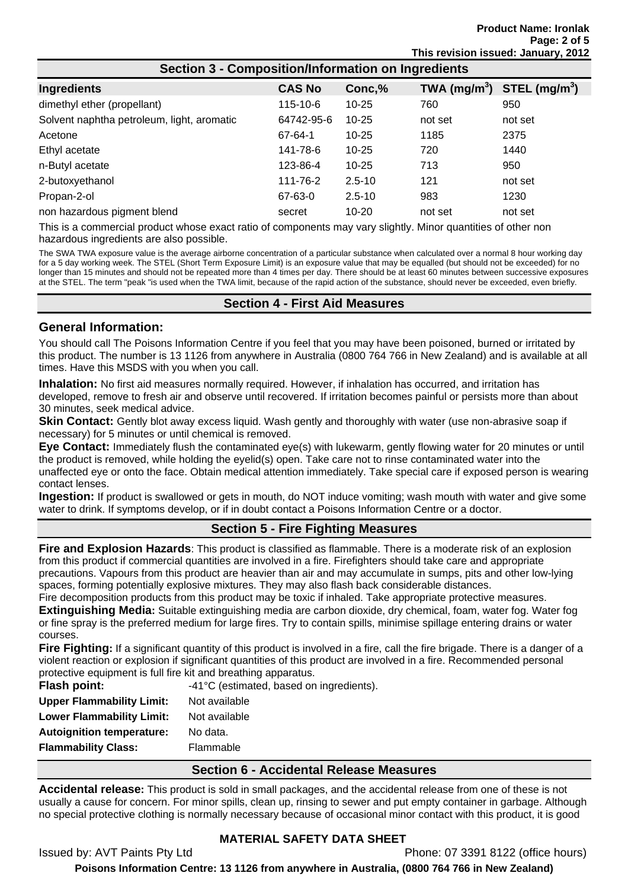## Section 3 - Composition/Information on Ingredients

| Ingredients | CAS No | Conc,% | TWA (mg/m$^3$) | STEL (mg/m$^3$) |
|---|---|---|---|---|
| dimethyl ether (propellant) | 115-10-6 | 10-25 | 760 | 950 |
| Solvent naphtha petroleum, light, aromatic | 64742-95-6 | 10-25 | not set | not set |
| Acetone | 67-64-1 | 10-25 | 1185 | 2375 |
| Ethyl acetate | 141-78-6 | 10-25 | 720 | 1440 |
| n-Butyl acetate | 123-86-4 | 10-25 | 713 | 950 |
| 2-butoxyethanol | 111-76-2 | 2.5-10 | 121 | not set |
| Propan-2-ol | 67-63-0 | 2.5-10 | 983 | 1230 |
| non hazardous pigment blend | secret | 10-20 | not set | not set |

This is a commercial product whose exact ratio of components may vary slightly. Minor quantities of other non hazardous ingredients are also possible.

The SWA TWA exposure value is the average airborne concentration of a particular substance when calculated over a normal 8 hour working day for a 5 day working week. The STEL (Short Term Exposure Limit) is an exposure value that may be equalled (but should not be exceeded) for no longer than 15 minutes and should not be repeated more than 4 times per day. There should be at least 60 minutes between successive exposures at the STEL. The term "peak "is used when the TWA limit, because of the rapid action of the substance, should never be exceeded, even briefly.

## Section 4 - First Aid Measures

### General Information:

You should call The Poisons Information Centre if you feel that you may have been poisoned, burned or irritated by this product. The number is 13 1126 from anywhere in Australia (0800 764 766 in New Zealand) and is available at all times. Have this MSDS with you when you call.

**Inhalation:** No first aid measures normally required. However, if inhalation has occurred, and irritation has developed, remove to fresh air and observe until recovered. If irritation becomes painful or persists more than about 30 minutes, seek medical advice.

**Skin Contact:** Gently blot away excess liquid. Wash gently and thoroughly with water (use non-abrasive soap if necessary) for 5 minutes or until chemical is removed.

**Eye Contact:** Immediately flush the contaminated eye(s) with lukewarm, gently flowing water for 20 minutes or until the product is removed, while holding the eyelid(s) open. Take care not to rinse contaminated water into the unaffected eye or onto the face. Obtain medical attention immediately. Take special care if exposed person is wearing contact lenses.

**Ingestion:** If product is swallowed or gets in mouth, do NOT induce vomiting; wash mouth with water and give some water to drink. If symptoms develop, or if in doubt contact a Poisons Information Centre or a doctor.

## Section 5 - Fire Fighting Measures

**Fire and Explosion Hazards**: This product is classified as flammable. There is a moderate risk of an explosion from this product if commercial quantities are involved in a fire. Firefighters should take care and appropriate precautions. Vapours from this product are heavier than air and may accumulate in sumps, pits and other low-lying spaces, forming potentially explosive mixtures. They may also flash back considerable distances.
Fire decomposition products from this product may be toxic if inhaled. Take appropriate protective measures.

**Extinguishing Media:** Suitable extinguishing media are carbon dioxide, dry chemical, foam, water fog. Water fog or fine spray is the preferred medium for large fires. Try to contain spills, minimise spillage entering drains or water courses.

**Fire Fighting:** If a significant quantity of this product is involved in a fire, call the fire brigade. There is a danger of a violent reaction or explosion if significant quantities of this product are involved in a fire. Recommended personal protective equipment is full fire kit and breathing apparatus.

| | |
|---|---|
| **Flash point:** | -41°C (estimated, based on ingredients). |
| **Upper Flammability Limit:** | Not available |
| **Lower Flammability Limit:** | Not available |
| **Autoignition temperature:** | No data. |
| **Flammability Class:** | Flammable |

## Section 6 - Accidental Release Measures

**Accidental release:** This product is sold in small packages, and the accidental release from one of these is not usually a cause for concern. For minor spills, clean up, rinsing to sewer and put empty container in garbage. Although no special protective clothing is normally necessary because of occasional minor contact with this product, it is good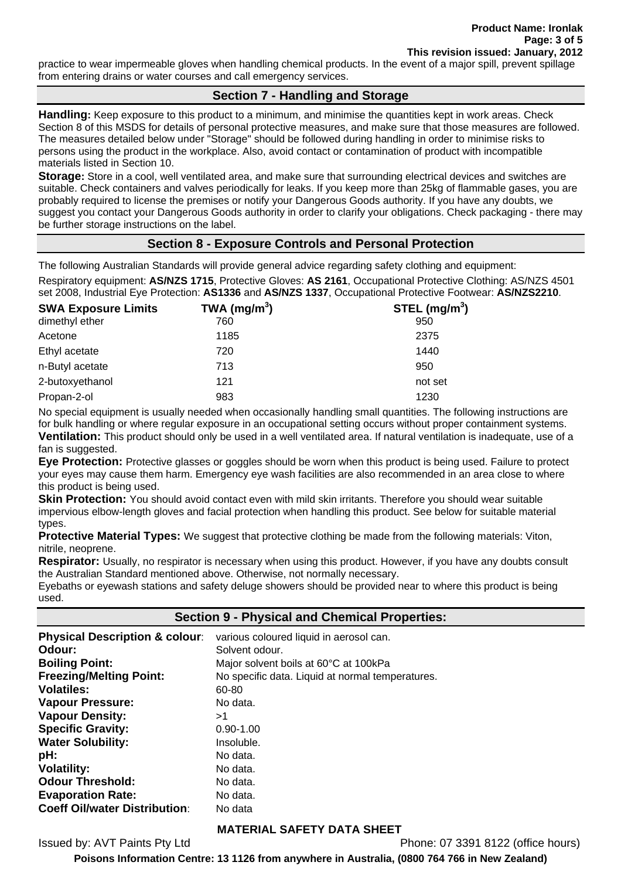practice to wear impermeable gloves when handling chemical products. In the event of a major spill, prevent spillage from entering drains or water courses and call emergency services.

## Section 7 - Handling and Storage

**Handling:** Keep exposure to this product to a minimum, and minimise the quantities kept in work areas. Check Section 8 of this MSDS for details of personal protective measures, and make sure that those measures are followed. The measures detailed below under "Storage" should be followed during handling in order to minimise risks to persons using the product in the workplace. Also, avoid contact or contamination of product with incompatible materials listed in Section 10.

**Storage:** Store in a cool, well ventilated area, and make sure that surrounding electrical devices and switches are suitable. Check containers and valves periodically for leaks. If you keep more than 25kg of flammable gases, you are probably required to license the premises or notify your Dangerous Goods authority. If you have any doubts, we suggest you contact your Dangerous Goods authority in order to clarify your obligations. Check packaging - there may be further storage instructions on the label.

## Section 8 - Exposure Controls and Personal Protection

The following Australian Standards will provide general advice regarding safety clothing and equipment:

Respiratory equipment: **AS/NZS 1715**, Protective Gloves: **AS 2161**, Occupational Protective Clothing: AS/NZS 4501 set 2008, Industrial Eye Protection: **AS1336** and **AS/NZS 1337**, Occupational Protective Footwear: **AS/NZS2210**.

| SWA Exposure Limits | TWA (mg/m$^3$) | STEL (mg/m$^3$) |
|---|---|---|
| dimethyl ether | 760 | 950 |
| Acetone | 1185 | 2375 |
| Ethyl acetate | 720 | 1440 |
| n-Butyl acetate | 713 | 950 |
| 2-butoxyethanol | 121 | not set |
| Propan-2-ol | 983 | 1230 |

No special equipment is usually needed when occasionally handling small quantities. The following instructions are for bulk handling or where regular exposure in an occupational setting occurs without proper containment systems.

**Ventilation:** This product should only be used in a well ventilated area. If natural ventilation is inadequate, use of a fan is suggested.

**Eye Protection:** Protective glasses or goggles should be worn when this product is being used. Failure to protect your eyes may cause them harm. Emergency eye wash facilities are also recommended in an area close to where this product is being used.

**Skin Protection:** You should avoid contact even with mild skin irritants. Therefore you should wear suitable impervious elbow-length gloves and facial protection when handling this product. See below for suitable material types.

**Protective Material Types:** We suggest that protective clothing be made from the following materials: Viton, nitrile, neoprene.

**Respirator:** Usually, no respirator is necessary when using this product. However, if you have any doubts consult the Australian Standard mentioned above. Otherwise, not normally necessary.

Eyebaths or eyewash stations and safety deluge showers should be provided near to where this product is being used.

## Section 9 - Physical and Chemical Properties:

| | |
|---|---|
| **Physical Description & colour**: | various coloured liquid in aerosol can. |
| **Odour:** | Solvent odour. |
| **Boiling Point:** | Major solvent boils at 60°C at 100kPa |
| **Freezing/Melting Point:** | No specific data. Liquid at normal temperatures. |
| **Volatiles:** | 60-80 |
| **Vapour Pressure:** | No data. |
| **Vapour Density:** | >1 |
| **Specific Gravity:** | 0.90-1.00 |
| **Water Solubility:** | Insoluble. |
| **pH:** | No data. |
| **Volatility:** | No data. |
| **Odour Threshold:** | No data. |
| **Evaporation Rate:** | No data. |
| **Coeff Oil/water Distribution**: | No data |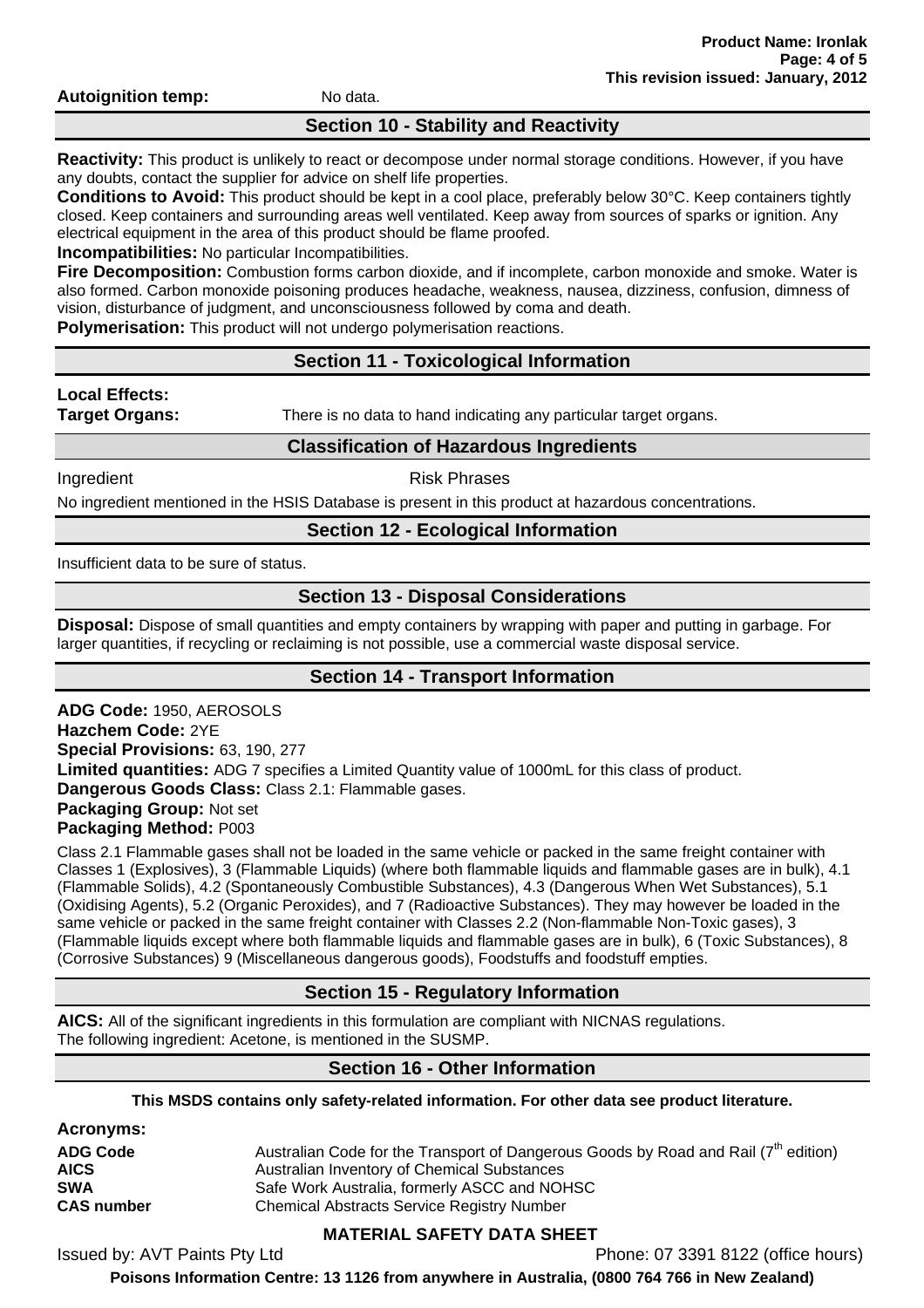**Autoignition temp:** No data.

## Section 10 - Stability and Reactivity

**Reactivity:** This product is unlikely to react or decompose under normal storage conditions. However, if you have any doubts, contact the supplier for advice on shelf life properties.
**Conditions to Avoid:** This product should be kept in a cool place, preferably below 30°C. Keep containers tightly closed. Keep containers and surrounding areas well ventilated. Keep away from sources of sparks or ignition. Any electrical equipment in the area of this product should be flame proofed.
**Incompatibilities:** No particular Incompatibilities.
**Fire Decomposition:** Combustion forms carbon dioxide, and if incomplete, carbon monoxide and smoke. Water is also formed. Carbon monoxide poisoning produces headache, weakness, nausea, dizziness, confusion, dimness of vision, disturbance of judgment, and unconsciousness followed by coma and death.
**Polymerisation:** This product will not undergo polymerisation reactions.

## Section 11 - Toxicological Information

**Local Effects:**
**Target Organs:** There is no data to hand indicating any particular target organs.

### Classification of Hazardous Ingredients

| Ingredient | Risk Phrases |
| --- | --- |

No ingredient mentioned in the HSIS Database is present in this product at hazardous concentrations.

## Section 12 - Ecological Information

Insufficient data to be sure of status.

## Section 13 - Disposal Considerations

**Disposal:** Dispose of small quantities and empty containers by wrapping with paper and putting in garbage. For larger quantities, if recycling or reclaiming is not possible, use a commercial waste disposal service.

## Section 14 - Transport Information

**ADG Code:** 1950, AEROSOLS
**Hazchem Code:** 2YE
**Special Provisions:** 63, 190, 277
**Limited quantities:** ADG 7 specifies a Limited Quantity value of 1000mL for this class of product.
**Dangerous Goods Class:** Class 2.1: Flammable gases.
**Packaging Group:** Not set
**Packaging Method:** P003

Class 2.1 Flammable gases shall not be loaded in the same vehicle or packed in the same freight container with Classes 1 (Explosives), 3 (Flammable Liquids) (where both flammable liquids and flammable gases are in bulk), 4.1 (Flammable Solids), 4.2 (Spontaneously Combustible Substances), 4.3 (Dangerous When Wet Substances), 5.1 (Oxidising Agents), 5.2 (Organic Peroxides), and 7 (Radioactive Substances). They may however be loaded in the same vehicle or packed in the same freight container with Classes 2.2 (Non-flammable Non-Toxic gases), 3 (Flammable liquids except where both flammable liquids and flammable gases are in bulk), 6 (Toxic Substances), 8 (Corrosive Substances) 9 (Miscellaneous dangerous goods), Foodstuffs and foodstuff empties.

## Section 15 - Regulatory Information

**AICS:** All of the significant ingredients in this formulation are compliant with NICNAS regulations.
The following ingredient: Acetone, is mentioned in the SUSMP.

## Section 16 - Other Information

**This MSDS contains only safety-related information. For other data see product literature.**

**Acronyms:**

| | |
| --- | --- |
| **ADG Code** | Australian Code for the Transport of Dangerous Goods by Road and Rail (7th edition) |
| **AICS** | Australian Inventory of Chemical Substances |
| **SWA** | Safe Work Australia, formerly ASCC and NOHSC |
| **CAS number** | Chemical Abstracts Service Registry Number |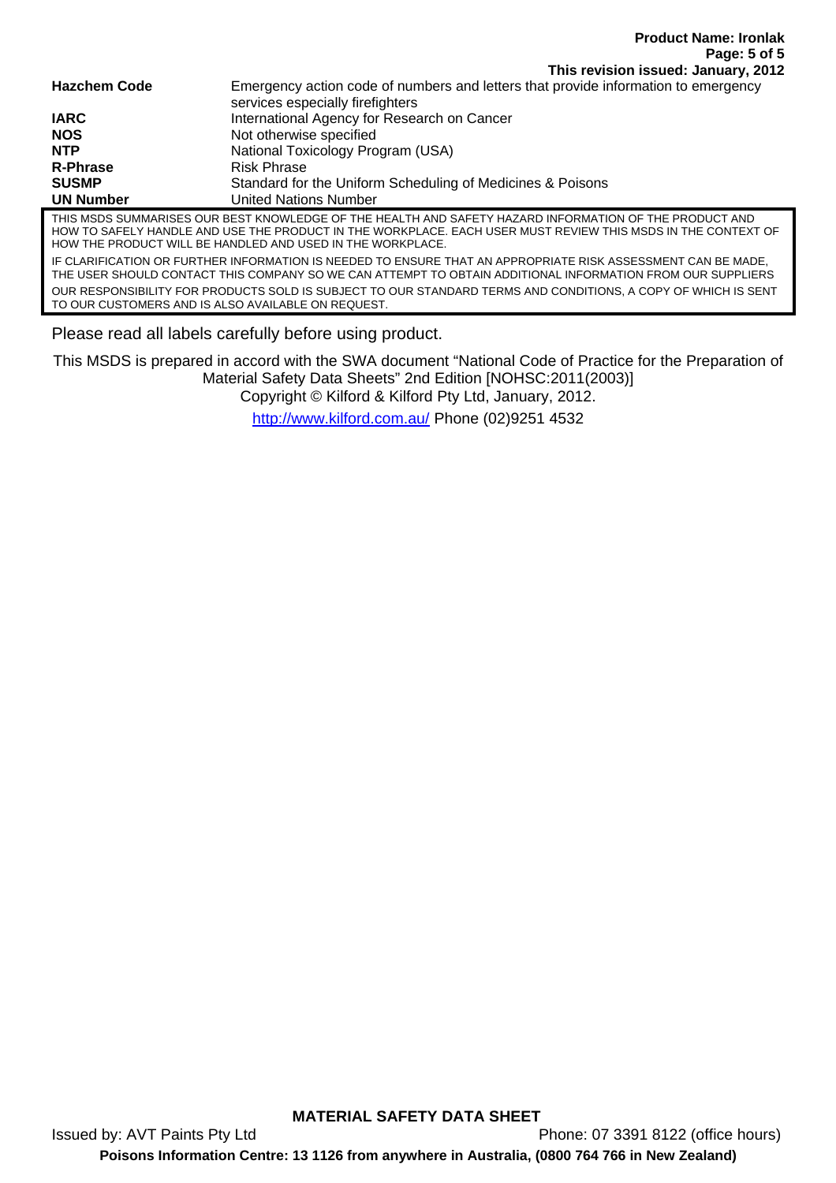| | |
|---|---|
| **Hazchem Code** | Emergency action code of numbers and letters that provide information to emergency services especially firefighters |
| **IARC** | International Agency for Research on Cancer |
| **NOS** | Not otherwise specified |
| **NTP** | National Toxicology Program (USA) |
| **R-Phrase** | Risk Phrase |
| **SUSMP** | Standard for the Uniform Scheduling of Medicines & Poisons |
| **UN Number** | United Nations Number |

THIS MSDS SUMMARISES OUR BEST KNOWLEDGE OF THE HEALTH AND SAFETY HAZARD INFORMATION OF THE PRODUCT AND HOW TO SAFELY HANDLE AND USE THE PRODUCT IN THE WORKPLACE. EACH USER MUST REVIEW THIS MSDS IN THE CONTEXT OF HOW THE PRODUCT WILL BE HANDLED AND USED IN THE WORKPLACE.

IF CLARIFICATION OR FURTHER INFORMATION IS NEEDED TO ENSURE THAT AN APPROPRIATE RISK ASSESSMENT CAN BE MADE, THE USER SHOULD CONTACT THIS COMPANY SO WE CAN ATTEMPT TO OBTAIN ADDITIONAL INFORMATION FROM OUR SUPPLIERS

OUR RESPONSIBILITY FOR PRODUCTS SOLD IS SUBJECT TO OUR STANDARD TERMS AND CONDITIONS, A COPY OF WHICH IS SENT TO OUR CUSTOMERS AND IS ALSO AVAILABLE ON REQUEST.

Please read all labels carefully before using product.

This MSDS is prepared in accord with the SWA document "National Code of Practice for the Preparation of Material Safety Data Sheets" 2nd Edition [NOHSC:2011(2003)]

Copyright © Kilford & Kilford Pty Ltd, January, 2012.

http://www.kilford.com.au/ Phone (02)9251 4532